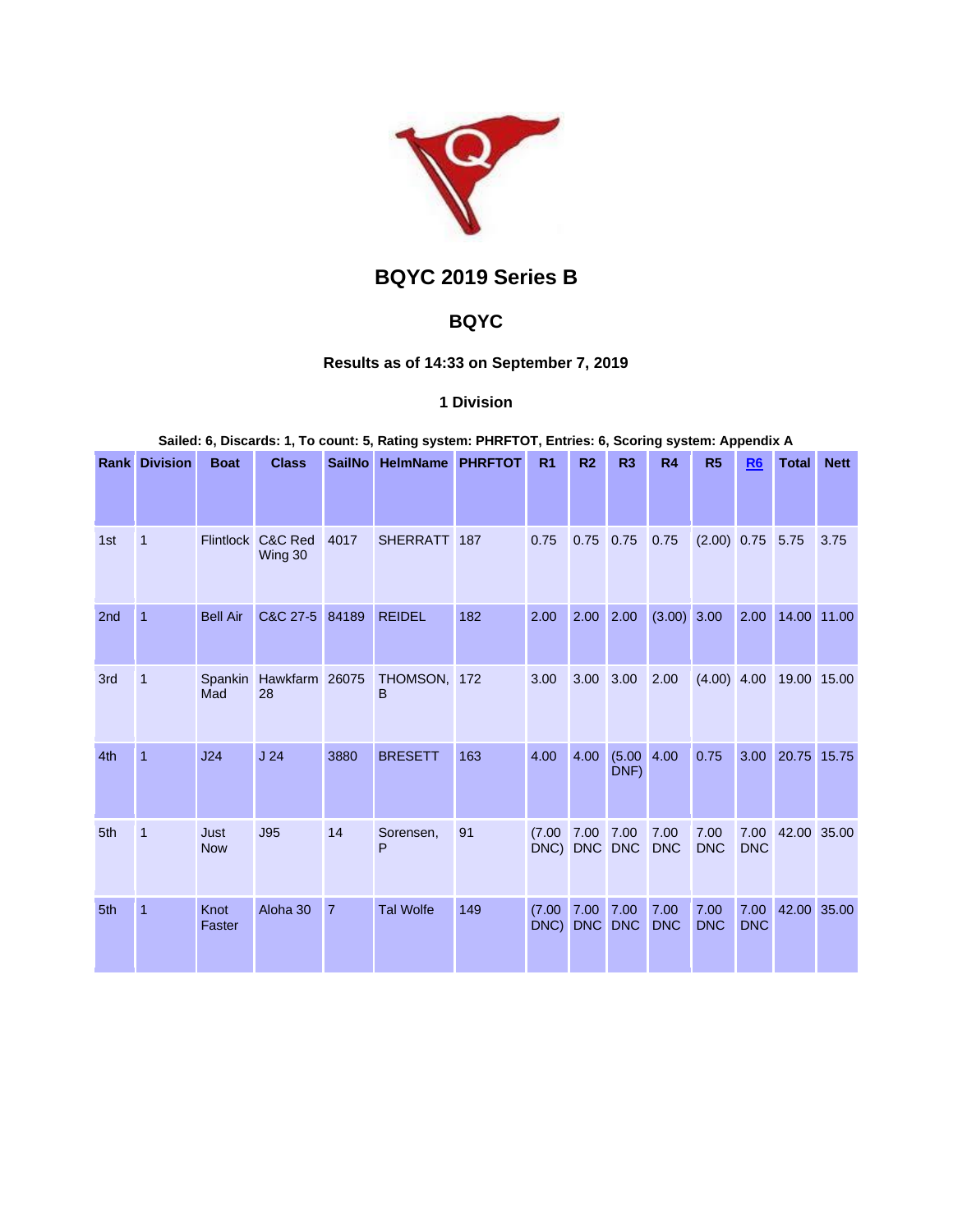# BQYC 2019 Series B

## BQYC

### Results as of 14:33 on September 7, 2019

### 1 Division

**Sailed: 6, Discards: 1, To count: 5, Rating system: PHRFTOT, Entries: 6, Scoring system: Appendix A**

| Rank | Division | Boat | Class | SailNo | HelmName | PHRFTOT | R1 | R2 | R3 | R4 | R5 | R6 | Total | Nett |
|---|---|---|---|---|---|---|---|---|---|---|---|---|---|---|
| 1st | 1 | Flintlock | C&C Red Wing 30 | 4017 | SHERRATT | 187 | 0.75 | 0.75 | 0.75 | 0.75 | (2.00) | 0.75 | 5.75 | 3.75 |
| 2nd | 1 | Bell Air | C&C 27-5 | 84189 | REIDEL | 182 | 2.00 | 2.00 | 2.00 | (3.00) | 3.00 | 2.00 | 14.00 | 11.00 |
| 3rd | 1 | Spankin Mad | Hawkfarm 28 | 26075 | THOMSON, B | 172 | 3.00 | 3.00 | 3.00 | 2.00 | (4.00) | 4.00 | 19.00 | 15.00 |
| 4th | 1 | J24 | J 24 | 3880 | BRESETT | 163 | 4.00 | 4.00 | (5.00 DNF) | 4.00 | 0.75 | 3.00 | 20.75 | 15.75 |
| 5th | 1 | Just Now | J95 | 14 | Sorensen, P | 91 | (7.00 DNC) | 7.00 DNC | 7.00 DNC | 7.00 DNC | 7.00 DNC | 7.00 DNC | 42.00 | 35.00 |
| 5th | 1 | Knot Faster | Aloha 30 | 7 | Tal Wolfe | 149 | (7.00 DNC) | 7.00 DNC | 7.00 DNC | 7.00 DNC | 7.00 DNC | 7.00 DNC | 42.00 | 35.00 |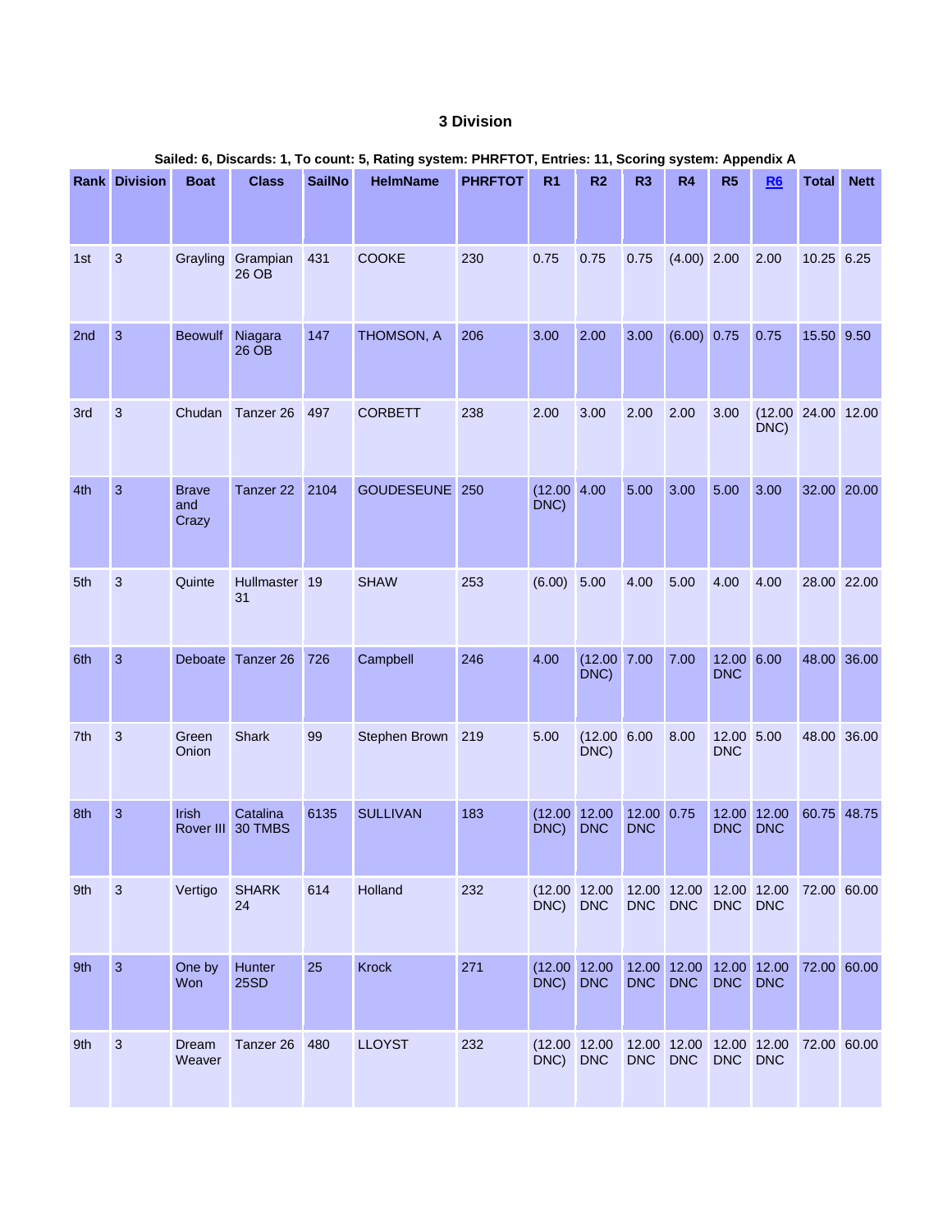### 3 Division

**Sailed: 6, Discards: 1, To count: 5, Rating system: PHRFTOT, Entries: 11, Scoring system: Appendix A**

| Rank | Division | Boat | Class | SailNo | HelmName | PHRFTOT | R1 | R2 | R3 | R4 | R5 | R6 | Total | Nett |
|---|---|---|---|---|---|---|---|---|---|---|---|---|---|---|
| 1st | 3 | Grayling | Grampian 26 OB | 431 | COOKE | 230 | 0.75 | 0.75 | 0.75 | (4.00) | 2.00 | 2.00 | 10.25 | 6.25 |
| 2nd | 3 | Beowulf | Niagara 26 OB | 147 | THOMSON, A | 206 | 3.00 | 2.00 | 3.00 | (6.00) | 0.75 | 0.75 | 15.50 | 9.50 |
| 3rd | 3 | Chudan | Tanzer 26 | 497 | CORBETT | 238 | 2.00 | 3.00 | 2.00 | 2.00 | 3.00 | (12.00 DNC) | 24.00 | 12.00 |
| 4th | 3 | Brave and Crazy | Tanzer 22 | 2104 | GOUDESEUNE | 250 | (12.00 DNC) | 4.00 | 5.00 | 3.00 | 5.00 | 3.00 | 32.00 | 20.00 |
| 5th | 3 | Quinte | Hullmaster 31 | 19 | SHAW | 253 | (6.00) | 5.00 | 4.00 | 5.00 | 4.00 | 4.00 | 28.00 | 22.00 |
| 6th | 3 | Deboate | Tanzer 26 | 726 | Campbell | 246 | 4.00 | (12.00 DNC) | 7.00 | 7.00 | 12.00 DNC | 6.00 | 48.00 | 36.00 |
| 7th | 3 | Green Onion | Shark | 99 | Stephen Brown | 219 | 5.00 | (12.00 DNC) | 6.00 | 8.00 | 12.00 DNC | 5.00 | 48.00 | 36.00 |
| 8th | 3 | Irish Rover III | Catalina 30 TMBS | 6135 | SULLIVAN | 183 | (12.00 DNC) | 12.00 DNC | 12.00 DNC | 0.75 | 12.00 DNC | 12.00 DNC | 60.75 | 48.75 |
| 9th | 3 | Vertigo | SHARK 24 | 614 | Holland | 232 | (12.00 DNC) | 12.00 DNC | 12.00 DNC | 12.00 DNC | 12.00 DNC | 12.00 DNC | 72.00 | 60.00 |
| 9th | 3 | One by Won | Hunter 25SD | 25 | Krock | 271 | (12.00 DNC) | 12.00 DNC | 12.00 DNC | 12.00 DNC | 12.00 DNC | 12.00 DNC | 72.00 | 60.00 |
| 9th | 3 | Dream Weaver | Tanzer 26 | 480 | LLOYST | 232 | (12.00 DNC) | 12.00 DNC | 12.00 DNC | 12.00 DNC | 12.00 DNC | 12.00 DNC | 72.00 | 60.00 |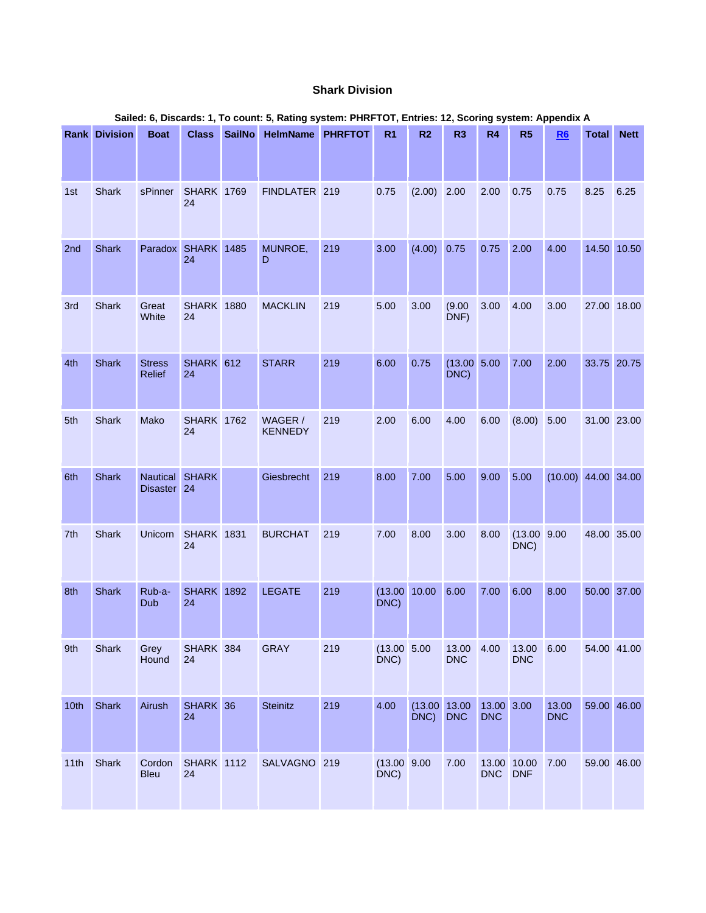### Shark Division

**Sailed: 6, Discards: 1, To count: 5, Rating system: PHRFTOT, Entries: 12, Scoring system: Appendix A**

| Rank | Division | Boat | Class | SailNo | HelmName | PHRFTOT | R1 | R2 | R3 | R4 | R5 | R6 | Total | Nett |
|---|---|---|---|---|---|---|---|---|---|---|---|---|---|---|
| 1st | Shark | sPinner | SHARK 24 | 1769 | FINDLATER | 219 | 0.75 | (2.00) | 2.00 | 2.00 | 0.75 | 0.75 | 8.25 | 6.25 |
| 2nd | Shark | Paradox | SHARK 24 | 1485 | MUNROE, D | 219 | 3.00 | (4.00) | 0.75 | 0.75 | 2.00 | 4.00 | 14.50 | 10.50 |
| 3rd | Shark | Great White | SHARK 24 | 1880 | MACKLIN | 219 | 5.00 | 3.00 | (9.00 DNF) | 3.00 | 4.00 | 3.00 | 27.00 | 18.00 |
| 4th | Shark | Stress Relief | SHARK 24 | 612 | STARR | 219 | 6.00 | 0.75 | (13.00 DNC) | 5.00 | 7.00 | 2.00 | 33.75 | 20.75 |
| 5th | Shark | Mako | SHARK 24 | 1762 | WAGER / KENNEDY | 219 | 2.00 | 6.00 | 4.00 | 6.00 | (8.00) | 5.00 | 31.00 | 23.00 |
| 6th | Shark | Nautical Disaster | SHARK 24 | | Giesbrecht | 219 | 8.00 | 7.00 | 5.00 | 9.00 | 5.00 | (10.00) | 44.00 | 34.00 |
| 7th | Shark | Unicorn | SHARK 24 | 1831 | BURCHAT | 219 | 7.00 | 8.00 | 3.00 | 8.00 | (13.00 DNC) | 9.00 | 48.00 | 35.00 |
| 8th | Shark | Rub-a-Dub | SHARK 24 | 1892 | LEGATE | 219 | (13.00 DNC) | 10.00 | 6.00 | 7.00 | 6.00 | 8.00 | 50.00 | 37.00 |
| 9th | Shark | Grey Hound | SHARK 24 | 384 | GRAY | 219 | (13.00 DNC) | 5.00 | 13.00 DNC | 4.00 | 13.00 DNC | 6.00 | 54.00 | 41.00 |
| 10th | Shark | Airush | SHARK 24 | 36 | Steinitz | 219 | 4.00 | (13.00 DNC) | 13.00 DNC | 13.00 DNC | 3.00 | 13.00 DNC | 59.00 | 46.00 |
| 11th | Shark | Cordon Bleu | SHARK 24 | 1112 | SALVAGNO | 219 | (13.00 DNC) | 9.00 | 7.00 | 13.00 DNC | 10.00 DNF | 7.00 | 59.00 | 46.00 |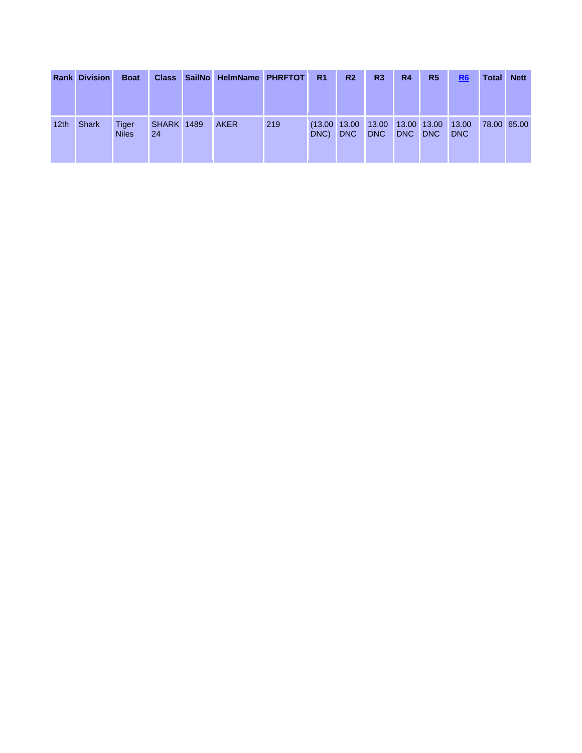| Rank | Division | Boat | Class | SailNo | HelmName | PHRFTOT | R1 | R2 | R3 | R4 | R5 | R6 | Total | Nett |
|---|---|---|---|---|---|---|---|---|---|---|---|---|---|---|
| 12th | Shark | Tiger Niles | SHARK 24 | 1489 | AKER | 219 | (13.00 DNC) | 13.00 DNC | 13.00 DNC | 13.00 DNC | 13.00 DNC | 13.00 DNC | 78.00 | 65.00 |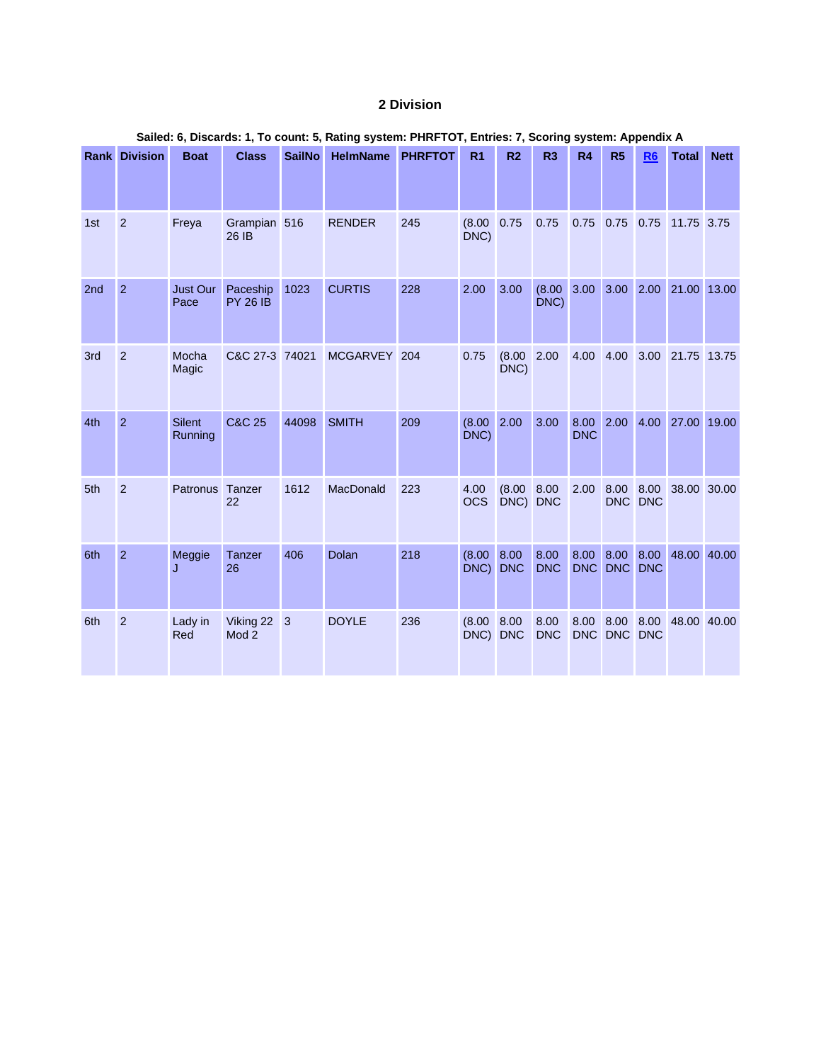## 2 Division

**Sailed: 6, Discards: 1, To count: 5, Rating system: PHRFTOT, Entries: 7, Scoring system: Appendix A**

| Rank | Division | Boat | Class | SailNo | HelmName | PHRFTOT | R1 | R2 | R3 | R4 | R5 | R6 | Total | Nett |
|---|---|---|---|---|---|---|---|---|---|---|---|---|---|---|
| 1st | 2 | Freya | Grampian 26 IB | 516 | RENDER | 245 | (8.00 DNC) | 0.75 | 0.75 | 0.75 | 0.75 | 0.75 | 11.75 | 3.75 |
| 2nd | 2 | Just Our Pace | Paceship PY 26 IB | 1023 | CURTIS | 228 | 2.00 | 3.00 | (8.00 DNC) | 3.00 | 3.00 | 2.00 | 21.00 | 13.00 |
| 3rd | 2 | Mocha Magic | C&C 27-3 | 74021 | MCGARVEY | 204 | 0.75 | (8.00 DNC) | 2.00 | 4.00 | 4.00 | 3.00 | 21.75 | 13.75 |
| 4th | 2 | Silent Running | C&C 25 | 44098 | SMITH | 209 | (8.00 DNC) | 2.00 | 3.00 | 8.00 DNC | 2.00 | 4.00 | 27.00 | 19.00 |
| 5th | 2 | Patronus | Tanzer 22 | 1612 | MacDonald | 223 | 4.00 OCS | (8.00 DNC) | 8.00 DNC | 2.00 | 8.00 DNC | 8.00 DNC | 38.00 | 30.00 |
| 6th | 2 | Meggie J | Tanzer 26 | 406 | Dolan | 218 | (8.00 DNC) | 8.00 DNC | 8.00 DNC | 8.00 DNC | 8.00 DNC | 8.00 DNC | 48.00 | 40.00 |
| 6th | 2 | Lady in Red | Viking 22 Mod 2 | 3 | DOYLE | 236 | (8.00 DNC) | 8.00 DNC | 8.00 DNC | 8.00 DNC | 8.00 DNC | 8.00 DNC | 48.00 | 40.00 |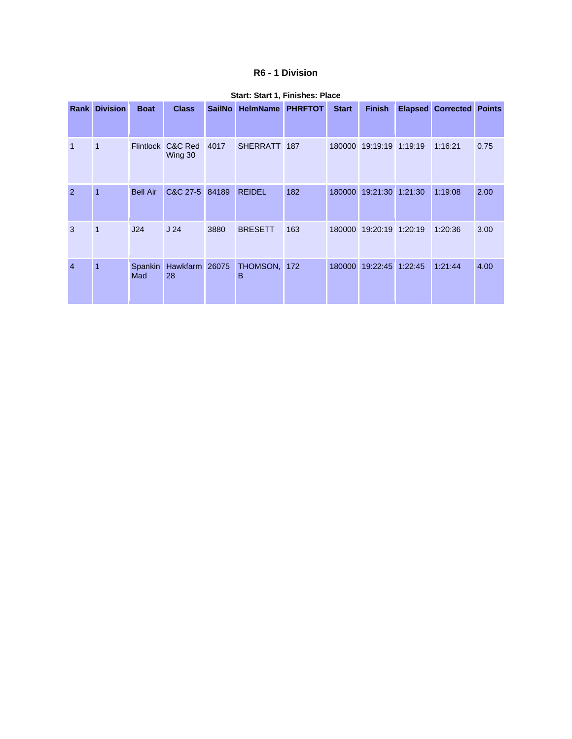### R6 - 1 Division

**Start: Start 1, Finishes: Place**

| Rank | Division | Boat | Class | SailNo | HelmName | PHRFTOT | Start | Finish | Elapsed | Corrected | Points |
|---|---|---|---|---|---|---|---|---|---|---|---|
| 1 | 1 | Flintlock | C&C Red Wing 30 | 4017 | SHERRATT | 187 | 180000 | 19:19:19 | 1:19:19 | 1:16:21 | 0.75 |
| 2 | 1 | Bell Air | C&C 27-5 | 84189 | REIDEL | 182 | 180000 | 19:21:30 | 1:21:30 | 1:19:08 | 2.00 |
| 3 | 1 | J24 | J 24 | 3880 | BRESETT | 163 | 180000 | 19:20:19 | 1:20:19 | 1:20:36 | 3.00 |
| 4 | 1 | Spankin Mad | Hawkfarm 28 | 26075 | THOMSON, B | 172 | 180000 | 19:22:45 | 1:22:45 | 1:21:44 | 4.00 |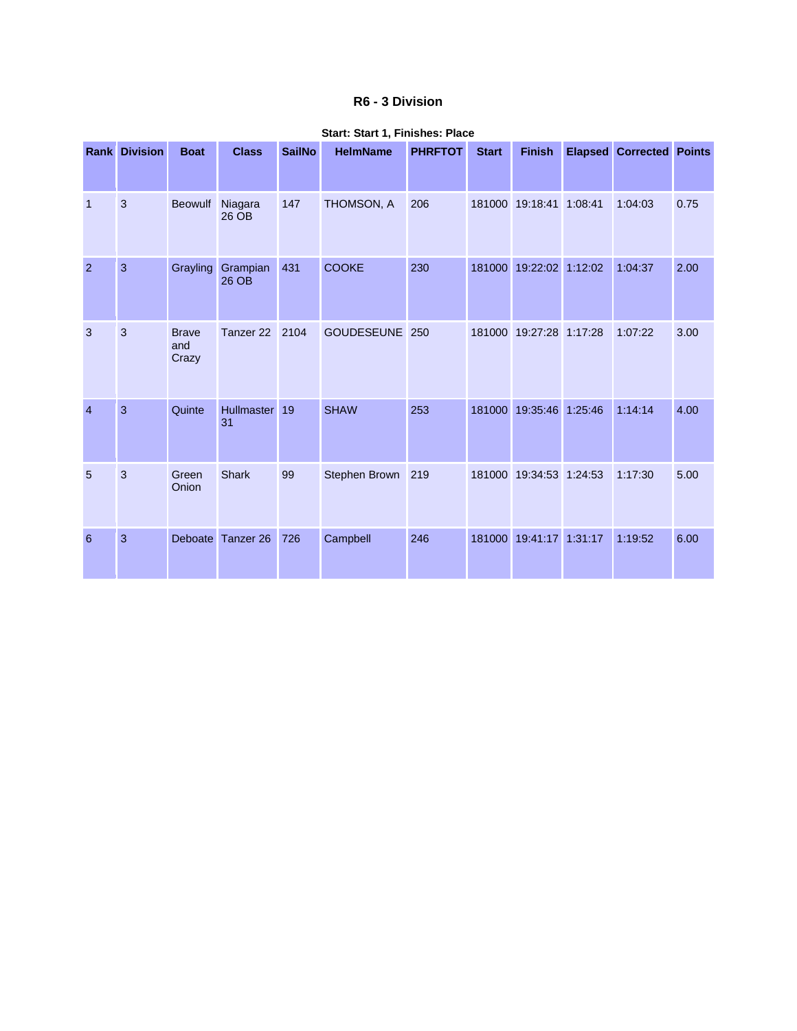### R6 - 3 Division

**Start: Start 1, Finishes: Place**

| Rank | Division | Boat | Class | SailNo | HelmName | PHRFTOT | Start | Finish | Elapsed | Corrected | Points |
|---|---|---|---|---|---|---|---|---|---|---|---|
| 1 | 3 | Beowulf | Niagara 26 OB | 147 | THOMSON, A | 206 | 181000 | 19:18:41 | 1:08:41 | 1:04:03 | 0.75 |
| 2 | 3 | Grayling | Grampian 26 OB | 431 | COOKE | 230 | 181000 | 19:22:02 | 1:12:02 | 1:04:37 | 2.00 |
| 3 | 3 | Brave and Crazy | Tanzer 22 | 2104 | GOUDESEUNE | 250 | 181000 | 19:27:28 | 1:17:28 | 1:07:22 | 3.00 |
| 4 | 3 | Quinte | Hullmaster 31 | 19 | SHAW | 253 | 181000 | 19:35:46 | 1:25:46 | 1:14:14 | 4.00 |
| 5 | 3 | Green Onion | Shark | 99 | Stephen Brown | 219 | 181000 | 19:34:53 | 1:24:53 | 1:17:30 | 5.00 |
| 6 | 3 | Deboate | Tanzer 26 | 726 | Campbell | 246 | 181000 | 19:41:17 | 1:31:17 | 1:19:52 | 6.00 |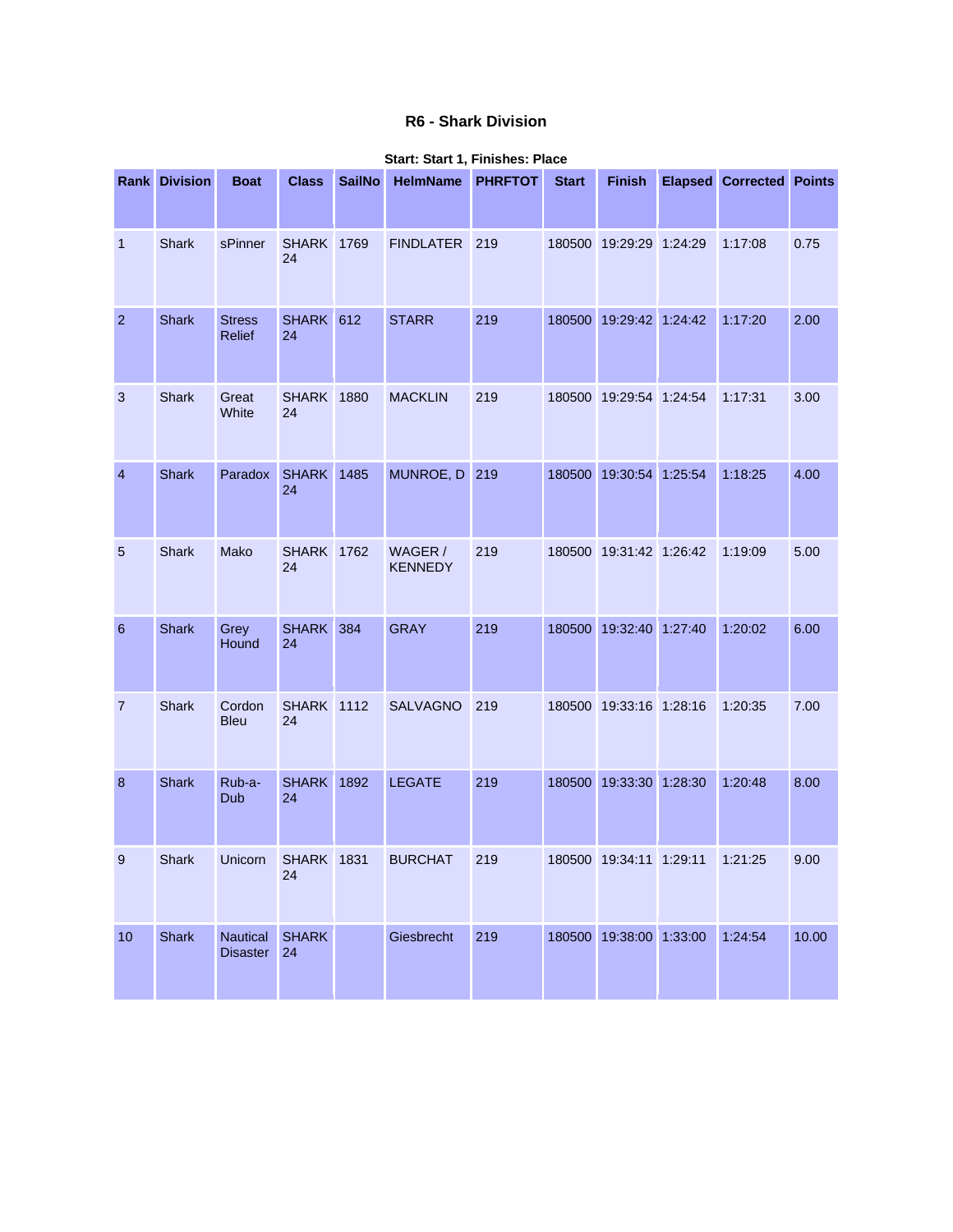### R6 - Shark Division

**Start: Start 1, Finishes: Place**

| Rank | Division | Boat | Class | SailNo | HelmName | PHRFTOT | Start | Finish | Elapsed | Corrected | Points |
|---|---|---|---|---|---|---|---|---|---|---|---|
| 1 | Shark | sPinner | SHARK 24 | 1769 | FINDLATER | 219 | 180500 | 19:29:29 | 1:24:29 | 1:17:08 | 0.75 |
| 2 | Shark | Stress Relief | SHARK 24 | 612 | STARR | 219 | 180500 | 19:29:42 | 1:24:42 | 1:17:20 | 2.00 |
| 3 | Shark | Great White | SHARK 24 | 1880 | MACKLIN | 219 | 180500 | 19:29:54 | 1:24:54 | 1:17:31 | 3.00 |
| 4 | Shark | Paradox | SHARK 24 | 1485 | MUNROE, D | 219 | 180500 | 19:30:54 | 1:25:54 | 1:18:25 | 4.00 |
| 5 | Shark | Mako | SHARK 24 | 1762 | WAGER / KENNEDY | 219 | 180500 | 19:31:42 | 1:26:42 | 1:19:09 | 5.00 |
| 6 | Shark | Grey Hound | SHARK 24 | 384 | GRAY | 219 | 180500 | 19:32:40 | 1:27:40 | 1:20:02 | 6.00 |
| 7 | Shark | Cordon Bleu | SHARK 24 | 1112 | SALVAGNO | 219 | 180500 | 19:33:16 | 1:28:16 | 1:20:35 | 7.00 |
| 8 | Shark | Rub-a-Dub | SHARK 24 | 1892 | LEGATE | 219 | 180500 | 19:33:30 | 1:28:30 | 1:20:48 | 8.00 |
| 9 | Shark | Unicorn | SHARK 24 | 1831 | BURCHAT | 219 | 180500 | 19:34:11 | 1:29:11 | 1:21:25 | 9.00 |
| 10 | Shark | Nautical Disaster | SHARK 24 | | Giesbrecht | 219 | 180500 | 19:38:00 | 1:33:00 | 1:24:54 | 10.00 |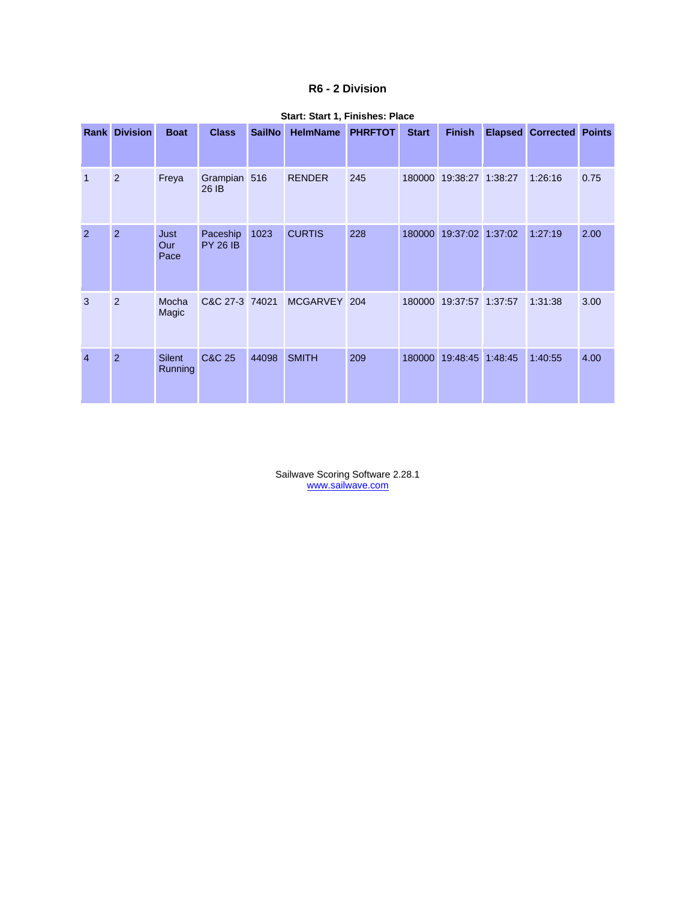### R6 - 2 Division

**Start: Start 1, Finishes: Place**

| Rank | Division | Boat | Class | SailNo | HelmName | PHRFTOT | Start | Finish | Elapsed | Corrected | Points |
|---|---|---|---|---|---|---|---|---|---|---|---|
| 1 | 2 | Freya | Grampian 26 IB | 516 | RENDER | 245 | 180000 | 19:38:27 | 1:38:27 | 1:26:16 | 0.75 |
| 2 | 2 | Just Our Pace | Paceship PY 26 IB | 1023 | CURTIS | 228 | 180000 | 19:37:02 | 1:37:02 | 1:27:19 | 2.00 |
| 3 | 2 | Mocha Magic | C&C 27-3 | 74021 | MCGARVEY | 204 | 180000 | 19:37:57 | 1:37:57 | 1:31:38 | 3.00 |
| 4 | 2 | Silent Running | C&C 25 | 44098 | SMITH | 209 | 180000 | 19:48:45 | 1:48:45 | 1:40:55 | 4.00 |

Sailwave Scoring Software 2.28.1
www.sailwave.com